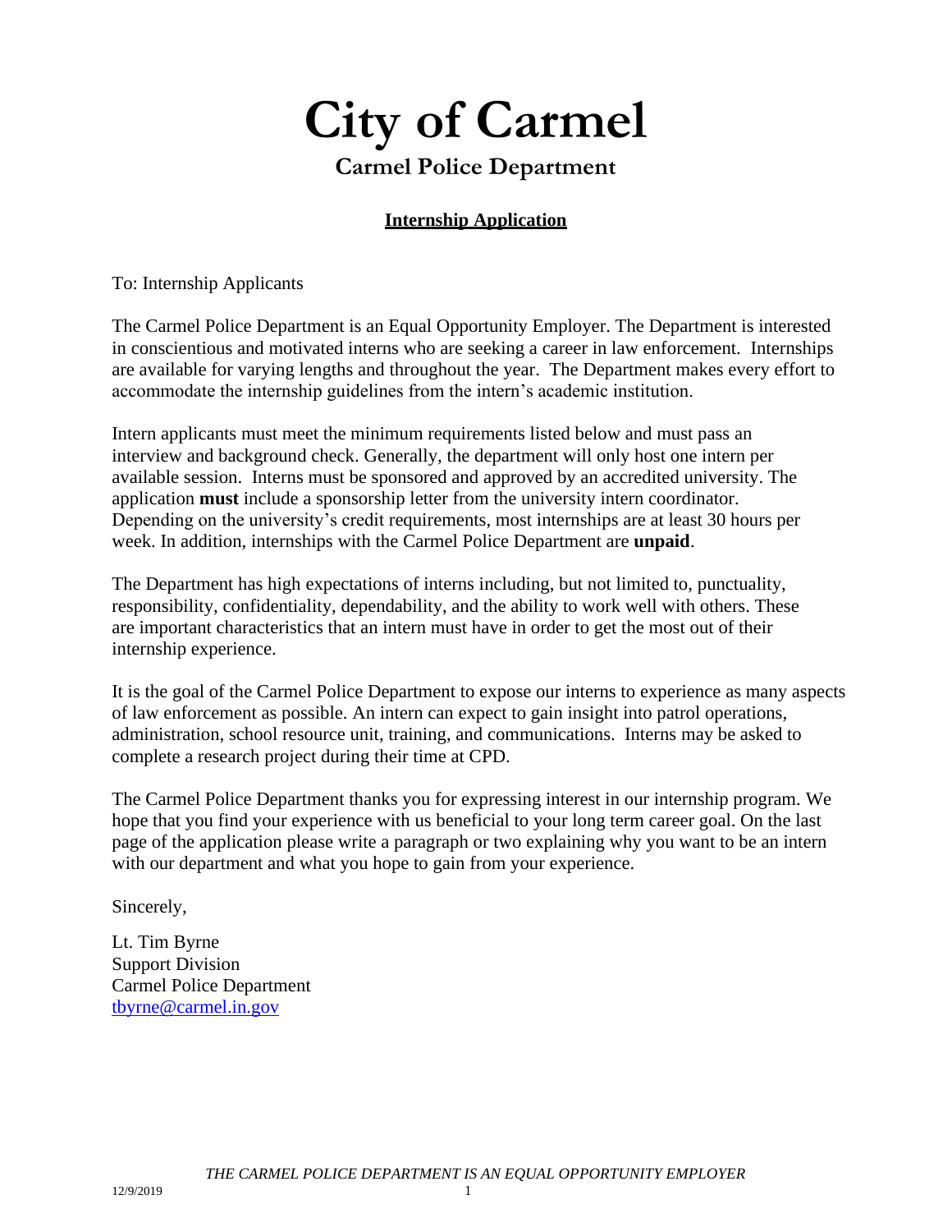# City of Carmel

## Carmel Police Department

**Internship Application**

To: Internship Applicants

The Carmel Police Department is an Equal Opportunity Employer. The Department is interested in conscientious and motivated interns who are seeking a career in law enforcement. Internships are available for varying lengths and throughout the year. The Department makes every effort to accommodate the internship guidelines from the intern's academic institution.

Intern applicants must meet the minimum requirements listed below and must pass an interview and background check. Generally, the department will only host one intern per available session. Interns must be sponsored and approved by an accredited university. The application **must** include a sponsorship letter from the university intern coordinator. Depending on the university's credit requirements, most internships are at least 30 hours per week. In addition, internships with the Carmel Police Department are **unpaid**.

The Department has high expectations of interns including, but not limited to, punctuality, responsibility, confidentiality, dependability, and the ability to work well with others. These are important characteristics that an intern must have in order to get the most out of their internship experience.

It is the goal of the Carmel Police Department to expose our interns to experience as many aspects of law enforcement as possible. An intern can expect to gain insight into patrol operations, administration, school resource unit, training, and communications. Interns may be asked to complete a research project during their time at CPD.

The Carmel Police Department thanks you for expressing interest in our internship program. We hope that you find your experience with us beneficial to your long term career goal. On the last page of the application please write a paragraph or two explaining why you want to be an intern with our department and what you hope to gain from your experience.

Sincerely,

Lt. Tim Byrne
Support Division
Carmel Police Department
tbyrne@carmel.in.gov

*THE CARMEL POLICE DEPARTMENT IS AN EQUAL OPPORTUNITY EMPLOYER*

12/9/2019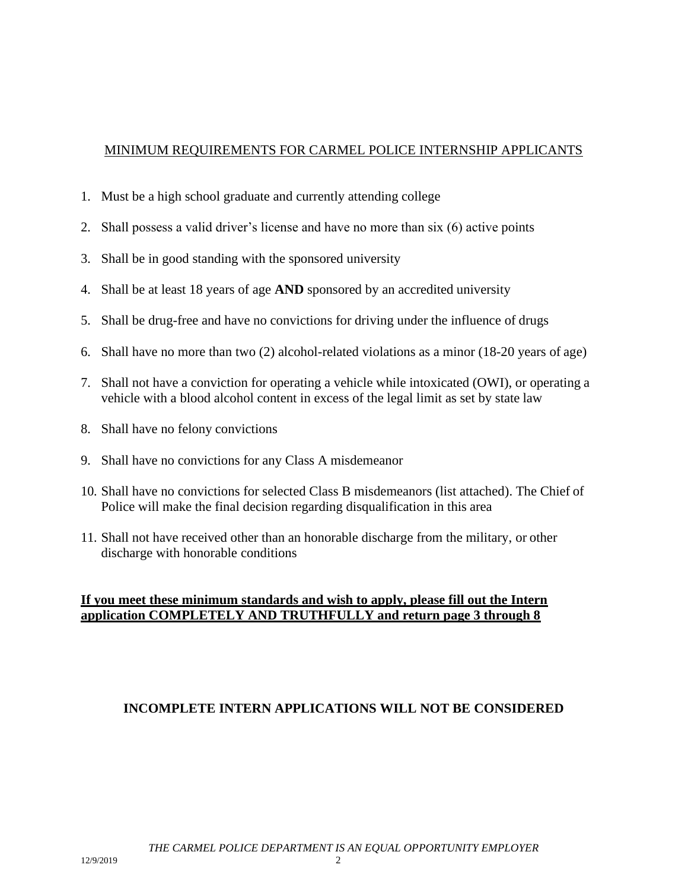## MINIMUM REQUIREMENTS FOR CARMEL POLICE INTERNSHIP APPLICANTS

1. Must be a high school graduate and currently attending college
2. Shall possess a valid driver's license and have no more than six (6) active points
3. Shall be in good standing with the sponsored university
4. Shall be at least 18 years of age **AND** sponsored by an accredited university
5. Shall be drug-free and have no convictions for driving under the influence of drugs
6. Shall have no more than two (2) alcohol-related violations as a minor (18-20 years of age)
7. Shall not have a conviction for operating a vehicle while intoxicated (OWI), or operating a vehicle with a blood alcohol content in excess of the legal limit as set by state law
8. Shall have no felony convictions
9. Shall have no convictions for any Class A misdemeanor
10. Shall have no convictions for selected Class B misdemeanors (list attached). The Chief of Police will make the final decision regarding disqualification in this area
11. Shall not have received other than an honorable discharge from the military, or other discharge with honorable conditions

**If you meet these minimum standards and wish to apply, please fill out the Intern application COMPLETELY AND TRUTHFULLY and return page 3 through 8**

**INCOMPLETE INTERN APPLICATIONS WILL NOT BE CONSIDERED**

*THE CARMEL POLICE DEPARTMENT IS AN EQUAL OPPORTUNITY EMPLOYER*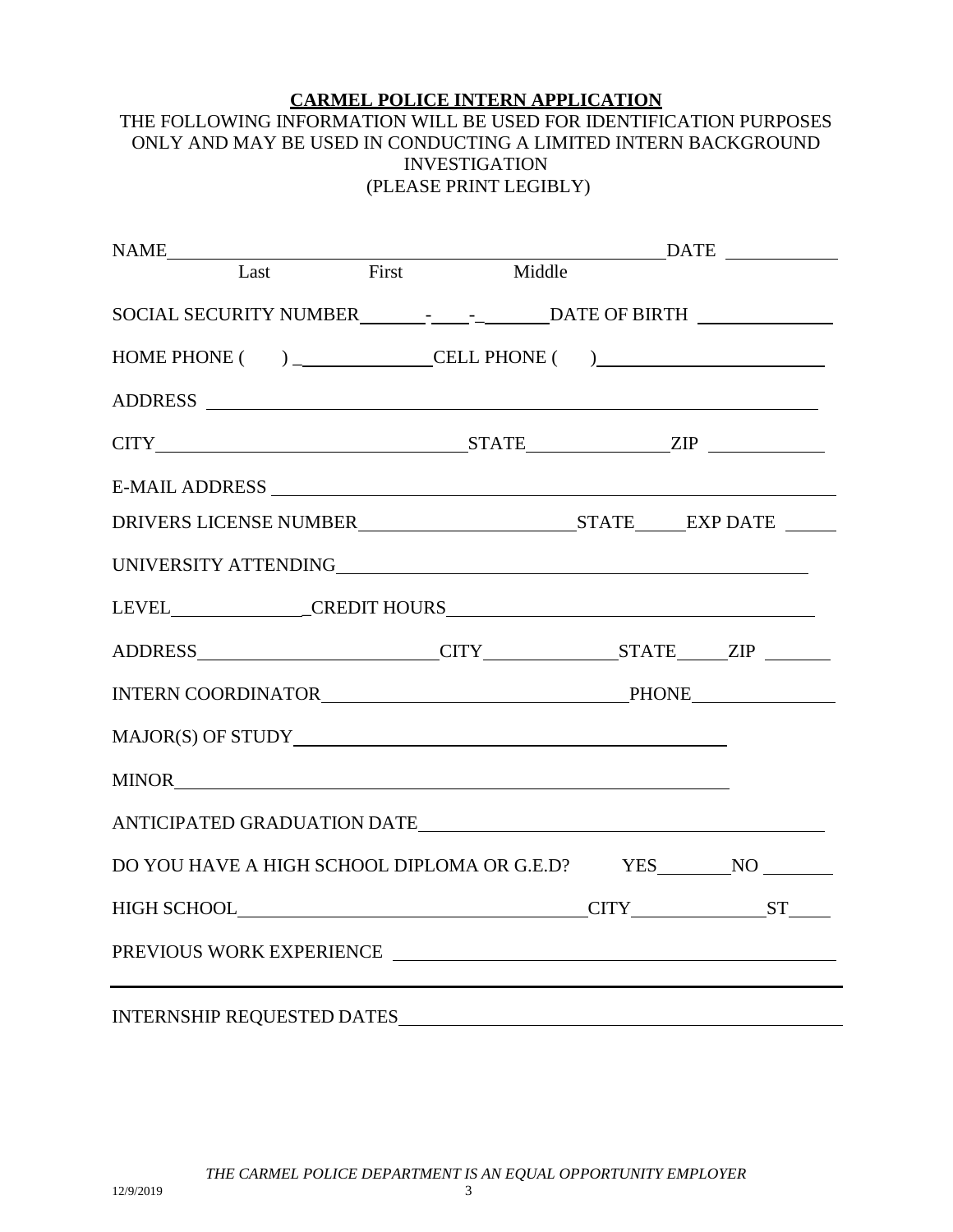**CARMEL POLICE INTERN APPLICATION**

THE FOLLOWING INFORMATION WILL BE USED FOR IDENTIFICATION PURPOSES ONLY AND MAY BE USED IN CONDUCTING A LIMITED INTERN BACKGROUND INVESTIGATION
(PLEASE PRINT LEGIBLY)

NAME ______________________________________________ DATE ____________
Last First Middle

SOCIAL SECURITY NUMBER _______-____-_______ DATE OF BIRTH ______________

HOME PHONE ( ) _______________ CELL PHONE ( ) ______________________

ADDRESS ______________________________________________________________

CITY ______________________________ STATE _______________ ZIP ____________

E-MAIL ADDRESS _________________________________________________________

DRIVERS LICENSE NUMBER _______________________ STATE _____ EXP DATE _____

UNIVERSITY ATTENDING ___________________________________________________

LEVEL _______________ CREDIT HOURS _______________________________________

ADDRESS __________________________ CITY ______________ STATE _____ ZIP _______

INTERN COORDINATOR _______________________________ PHONE _______________

MAJOR(S) OF STUDY _______________________________________________

MINOR _________________________________________________________

ANTICIPATED GRADUATION DATE ___________________________________________

DO YOU HAVE A HIGH SCHOOL DIPLOMA OR G.E.D? YES ________ NO ________

HIGH SCHOOL _____________________________________ CITY ______________ ST _____

PREVIOUS WORK EXPERIENCE ______________________________________________

_____________________________________________________________________

INTERNSHIP REQUESTED DATES ____________________________________________

*THE CARMEL POLICE DEPARTMENT IS AN EQUAL OPPORTUNITY EMPLOYER*

12/9/2019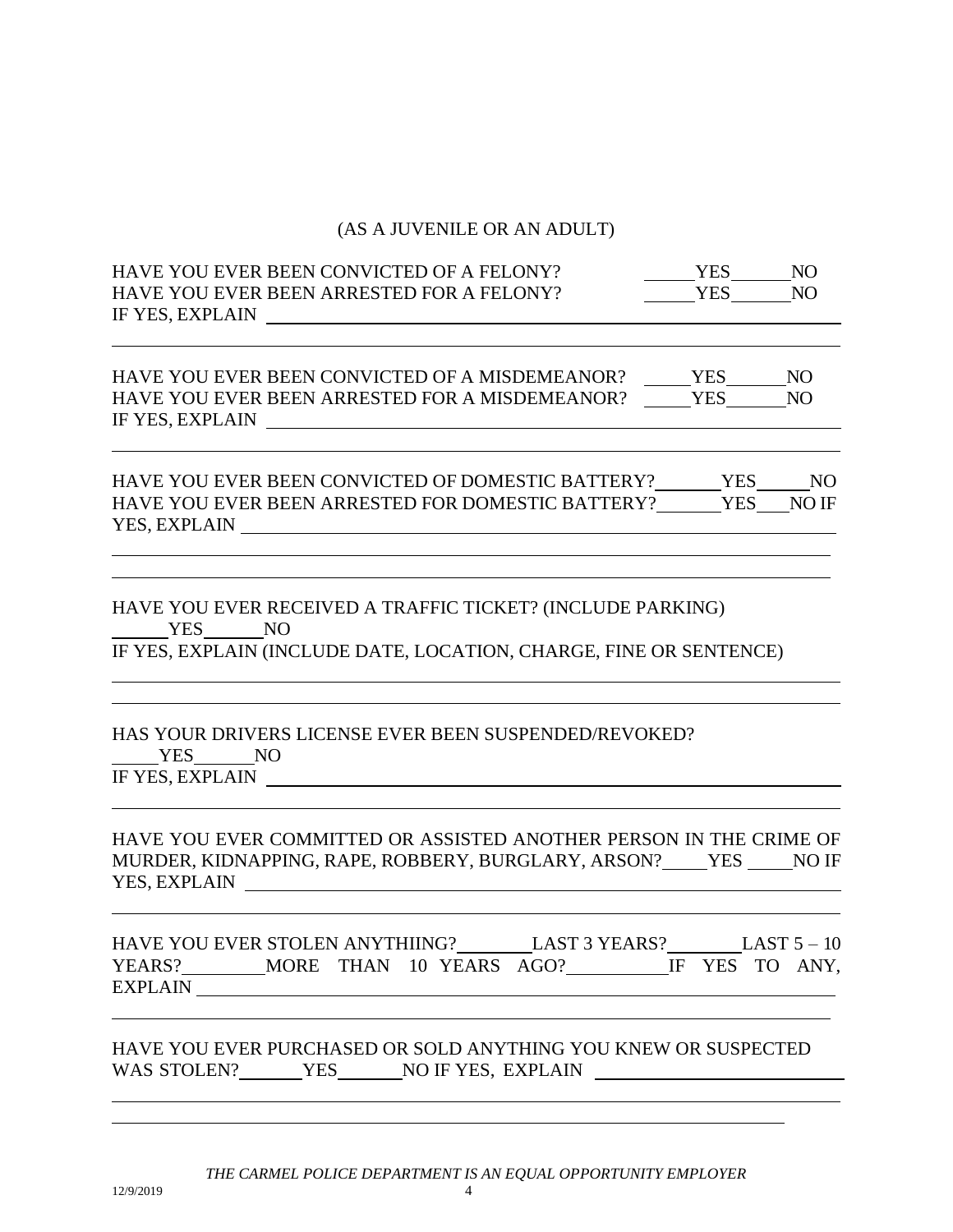(AS A JUVENILE OR AN ADULT)

HAVE YOU EVER BEEN CONVICTED OF A FELONY? \_\_\_\_\_YES\_\_\_\_\_\_NO
HAVE YOU EVER BEEN ARRESTED FOR A FELONY? \_\_\_\_\_YES\_\_\_\_\_\_NO
IF YES, EXPLAIN \_\_\_\_\_\_\_\_\_\_\_\_\_\_\_\_\_\_\_\_\_\_\_\_\_\_\_\_\_\_\_\_\_\_\_\_\_\_\_\_\_\_\_\_\_\_\_\_\_\_

\_\_\_\_\_\_\_\_\_\_\_\_\_\_\_\_\_\_\_\_\_\_\_\_\_\_\_\_\_\_\_\_\_\_\_\_\_\_\_\_\_\_\_\_\_\_\_\_\_\_\_\_\_\_\_\_\_\_\_\_\_\_\_\_\_\_

HAVE YOU EVER BEEN CONVICTED OF A MISDEMEANOR? \_\_\_\_\_YES\_\_\_\_\_\_NO
HAVE YOU EVER BEEN ARRESTED FOR A MISDEMEANOR? \_\_\_\_\_YES\_\_\_\_\_\_NO
IF YES, EXPLAIN \_\_\_\_\_\_\_\_\_\_\_\_\_\_\_\_\_\_\_\_\_\_\_\_\_\_\_\_\_\_\_\_\_\_\_\_\_\_\_\_\_\_\_\_\_\_\_\_\_\_

\_\_\_\_\_\_\_\_\_\_\_\_\_\_\_\_\_\_\_\_\_\_\_\_\_\_\_\_\_\_\_\_\_\_\_\_\_\_\_\_\_\_\_\_\_\_\_\_\_\_\_\_\_\_\_\_\_\_\_\_\_\_\_\_\_\_

HAVE YOU EVER BEEN CONVICTED OF DOMESTIC BATTERY?\_\_\_\_\_\_\_YES\_\_\_\_\_NO
HAVE YOU EVER BEEN ARRESTED FOR DOMESTIC BATTERY?\_\_\_\_\_\_\_YES\_\_\_NO IF YES, EXPLAIN \_\_\_\_\_\_\_\_\_\_\_\_\_\_\_\_\_\_\_\_\_\_\_\_\_\_\_\_\_\_\_\_\_\_\_\_\_\_\_\_\_\_\_\_\_\_\_\_\_\_

\_\_\_\_\_\_\_\_\_\_\_\_\_\_\_\_\_\_\_\_\_\_\_\_\_\_\_\_\_\_\_\_\_\_\_\_\_\_\_\_\_\_\_\_\_\_\_\_\_\_\_\_\_\_\_\_\_\_\_\_\_\_\_\_\_\_

\_\_\_\_\_\_\_\_\_\_\_\_\_\_\_\_\_\_\_\_\_\_\_\_\_\_\_\_\_\_\_\_\_\_\_\_\_\_\_\_\_\_\_\_\_\_\_\_\_\_\_\_\_\_\_\_\_\_\_\_\_\_\_\_\_\_

HAVE YOU EVER RECEIVED A TRAFFIC TICKET? (INCLUDE PARKING)
\_\_\_\_\_\_YES\_\_\_\_\_\_NO
IF YES, EXPLAIN (INCLUDE DATE, LOCATION, CHARGE, FINE OR SENTENCE)

\_\_\_\_\_\_\_\_\_\_\_\_\_\_\_\_\_\_\_\_\_\_\_\_\_\_\_\_\_\_\_\_\_\_\_\_\_\_\_\_\_\_\_\_\_\_\_\_\_\_\_\_\_\_\_\_\_\_\_\_\_\_\_\_\_\_

\_\_\_\_\_\_\_\_\_\_\_\_\_\_\_\_\_\_\_\_\_\_\_\_\_\_\_\_\_\_\_\_\_\_\_\_\_\_\_\_\_\_\_\_\_\_\_\_\_\_\_\_\_\_\_\_\_\_\_\_\_\_\_\_\_\_

HAS YOUR DRIVERS LICENSE EVER BEEN SUSPENDED/REVOKED?
\_\_\_\_\_YES\_\_\_\_\_\_NO
IF YES, EXPLAIN \_\_\_\_\_\_\_\_\_\_\_\_\_\_\_\_\_\_\_\_\_\_\_\_\_\_\_\_\_\_\_\_\_\_\_\_\_\_\_\_\_\_\_\_\_\_\_\_\_\_

\_\_\_\_\_\_\_\_\_\_\_\_\_\_\_\_\_\_\_\_\_\_\_\_\_\_\_\_\_\_\_\_\_\_\_\_\_\_\_\_\_\_\_\_\_\_\_\_\_\_\_\_\_\_\_\_\_\_\_\_\_\_\_\_\_\_

HAVE YOU EVER COMMITTED OR ASSISTED ANOTHER PERSON IN THE CRIME OF MURDER, KIDNAPPING, RAPE, ROBBERY, BURGLARY, ARSON?\_\_\_\_YES \_\_\_\_NO IF YES, EXPLAIN \_\_\_\_\_\_\_\_\_\_\_\_\_\_\_\_\_\_\_\_\_\_\_\_\_\_\_\_\_\_\_\_\_\_\_\_\_\_\_\_\_\_\_\_\_\_\_\_\_\_

\_\_\_\_\_\_\_\_\_\_\_\_\_\_\_\_\_\_\_\_\_\_\_\_\_\_\_\_\_\_\_\_\_\_\_\_\_\_\_\_\_\_\_\_\_\_\_\_\_\_\_\_\_\_\_\_\_\_\_\_\_\_\_\_\_\_

HAVE YOU EVER STOLEN ANYTHIING?\_\_\_\_\_\_\_\_LAST 3 YEARS?\_\_\_\_\_\_\_\_LAST 5 – 10 YEARS?\_\_\_\_\_\_\_\_\_MORE THAN 10 YEARS AGO?\_\_\_\_\_\_\_\_\_\_IF YES TO ANY, EXPLAIN \_\_\_\_\_\_\_\_\_\_\_\_\_\_\_\_\_\_\_\_\_\_\_\_\_\_\_\_\_\_\_\_\_\_\_\_\_\_\_\_\_\_\_\_\_\_\_\_\_\_

\_\_\_\_\_\_\_\_\_\_\_\_\_\_\_\_\_\_\_\_\_\_\_\_\_\_\_\_\_\_\_\_\_\_\_\_\_\_\_\_\_\_\_\_\_\_\_\_\_\_\_\_\_\_\_\_\_\_\_\_\_\_\_\_\_\_

HAVE YOU EVER PURCHASED OR SOLD ANYTHING YOU KNEW OR SUSPECTED WAS STOLEN?\_\_\_\_\_\_\_YES\_\_\_\_\_\_\_NO IF YES, EXPLAIN \_\_\_\_\_\_\_\_\_\_\_\_\_\_\_\_\_\_\_\_\_\_\_\_\_\_\_\_

\_\_\_\_\_\_\_\_\_\_\_\_\_\_\_\_\_\_\_\_\_\_\_\_\_\_\_\_\_\_\_\_\_\_\_\_\_\_\_\_\_\_\_\_\_\_\_\_\_\_\_\_\_\_\_\_\_\_\_\_\_\_\_\_\_\_

\_\_\_\_\_\_\_\_\_\_\_\_\_\_\_\_\_\_\_\_\_\_\_\_\_\_\_\_\_\_\_\_\_\_\_\_\_\_\_\_\_\_\_\_\_\_\_\_\_\_\_\_\_\_\_\_\_\_\_\_\_\_\_\_\_\_

*THE CARMEL POLICE DEPARTMENT IS AN EQUAL OPPORTUNITY EMPLOYER*

12/9/2019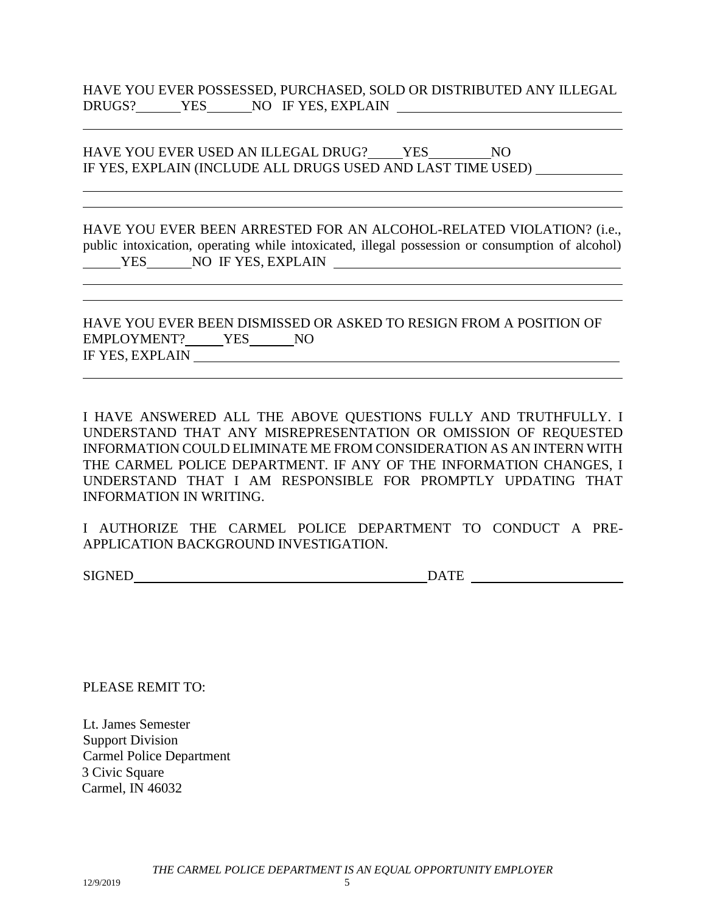HAVE YOU EVER POSSESSED, PURCHASED, SOLD OR DISTRIBUTED ANY ILLEGAL DRUGS? ______ YES ______ NO IF YES, EXPLAIN ______________________________

______________________________________________________________________

HAVE YOU EVER USED AN ILLEGAL DRUG? _____ YES _________ NO
IF YES, EXPLAIN (INCLUDE ALL DRUGS USED AND LAST TIME USED) ___________

______________________________________________________________________

______________________________________________________________________

HAVE YOU EVER BEEN ARRESTED FOR AN ALCOHOL-RELATED VIOLATION? (i.e., public intoxication, operating while intoxicated, illegal possession or consumption of alcohol) ______ YES ______ NO IF YES, EXPLAIN ______________________________

______________________________________________________________________

______________________________________________________________________

HAVE YOU EVER BEEN DISMISSED OR ASKED TO RESIGN FROM A POSITION OF EMPLOYMENT? _____ YES ______ NO
IF YES, EXPLAIN ______________________________________________________

______________________________________________________________________

I HAVE ANSWERED ALL THE ABOVE QUESTIONS FULLY AND TRUTHFULLY. I UNDERSTAND THAT ANY MISREPRESENTATION OR OMISSION OF REQUESTED INFORMATION COULD ELIMINATE ME FROM CONSIDERATION AS AN INTERN WITH THE CARMEL POLICE DEPARTMENT. IF ANY OF THE INFORMATION CHANGES, I UNDERSTAND THAT I AM RESPONSIBLE FOR PROMPTLY UPDATING THAT INFORMATION IN WRITING.

I AUTHORIZE THE CARMEL POLICE DEPARTMENT TO CONDUCT A PRE-APPLICATION BACKGROUND INVESTIGATION.

SIGNED ________________________________________ DATE ____________________

PLEASE REMIT TO:

Lt. James Semester
Support Division
Carmel Police Department
3 Civic Square
Carmel, IN 46032

*THE CARMEL POLICE DEPARTMENT IS AN EQUAL OPPORTUNITY EMPLOYER*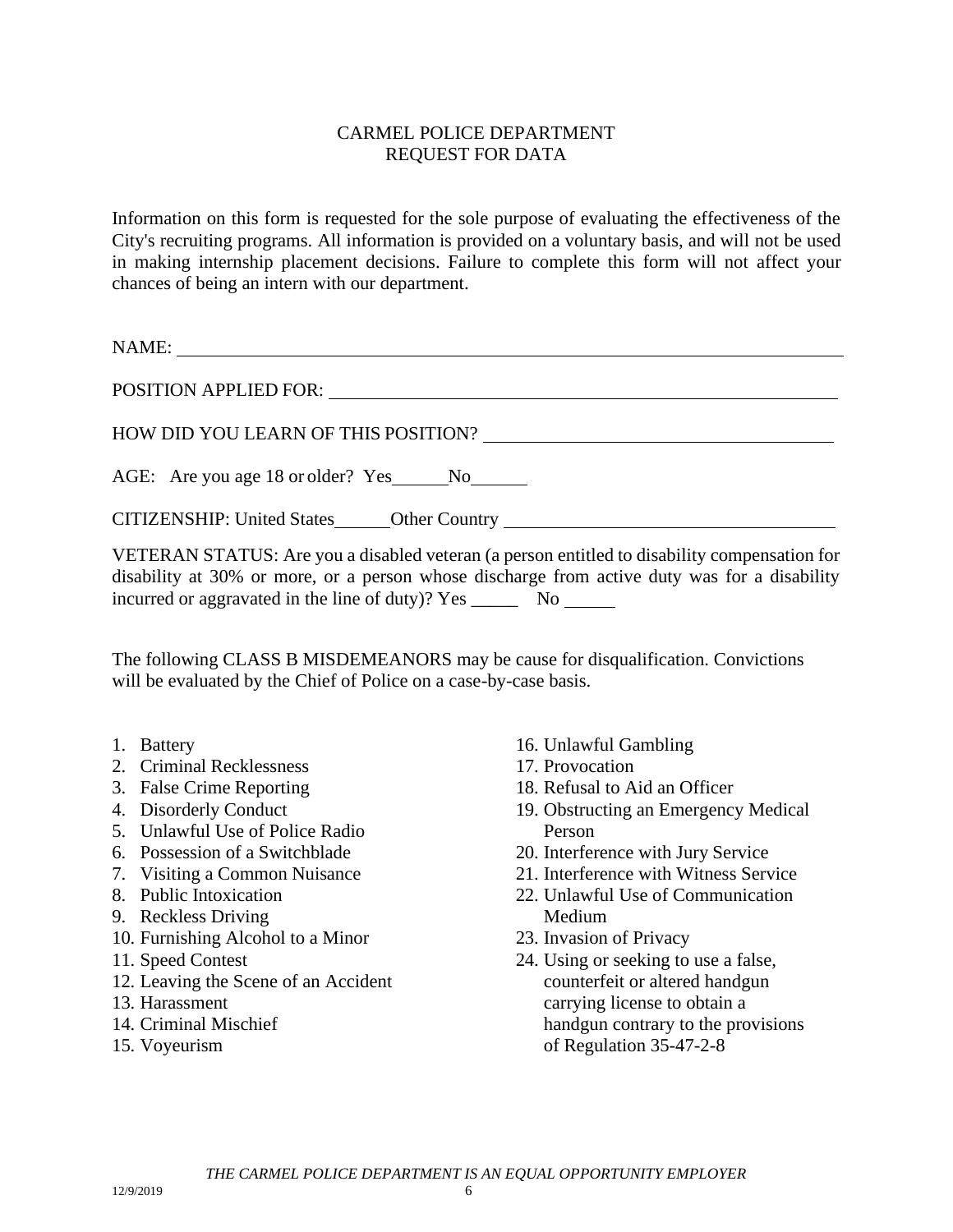# CARMEL POLICE DEPARTMENT
## REQUEST FOR DATA

Information on this form is requested for the sole purpose of evaluating the effectiveness of the City's recruiting programs. All information is provided on a voluntary basis, and will not be used in making internship placement decisions. Failure to complete this form will not affect your chances of being an intern with our department.

NAME: ______________________________________________________________

POSITION APPLIED FOR: _____________________________________________

HOW DID YOU LEARN OF THIS POSITION? _______________________________

AGE: Are you age 18 or older? Yes______No______

CITIZENSHIP: United States______Other Country ___________________________

VETERAN STATUS: Are you a disabled veteran (a person entitled to disability compensation for disability at 30% or more, or a person whose discharge from active duty was for a disability incurred or aggravated in the line of duty)? Yes _____ No _____

The following CLASS B MISDEMEANORS may be cause for disqualification. Convictions will be evaluated by the Chief of Police on a case-by-case basis.

1. Battery
2. Criminal Recklessness
3. False Crime Reporting
4. Disorderly Conduct
5. Unlawful Use of Police Radio
6. Possession of a Switchblade
7. Visiting a Common Nuisance
8. Public Intoxication
9. Reckless Driving
10. Furnishing Alcohol to a Minor
11. Speed Contest
12. Leaving the Scene of an Accident
13. Harassment
14. Criminal Mischief
15. Voyeurism
16. Unlawful Gambling
17. Provocation
18. Refusal to Aid an Officer
19. Obstructing an Emergency Medical Person
20. Interference with Jury Service
21. Interference with Witness Service
22. Unlawful Use of Communication Medium
23. Invasion of Privacy
24. Using or seeking to use a false, counterfeit or altered handgun carrying license to obtain a handgun contrary to the provisions of Regulation 35-47-2-8

*THE CARMEL POLICE DEPARTMENT IS AN EQUAL OPPORTUNITY EMPLOYER*

12/9/2019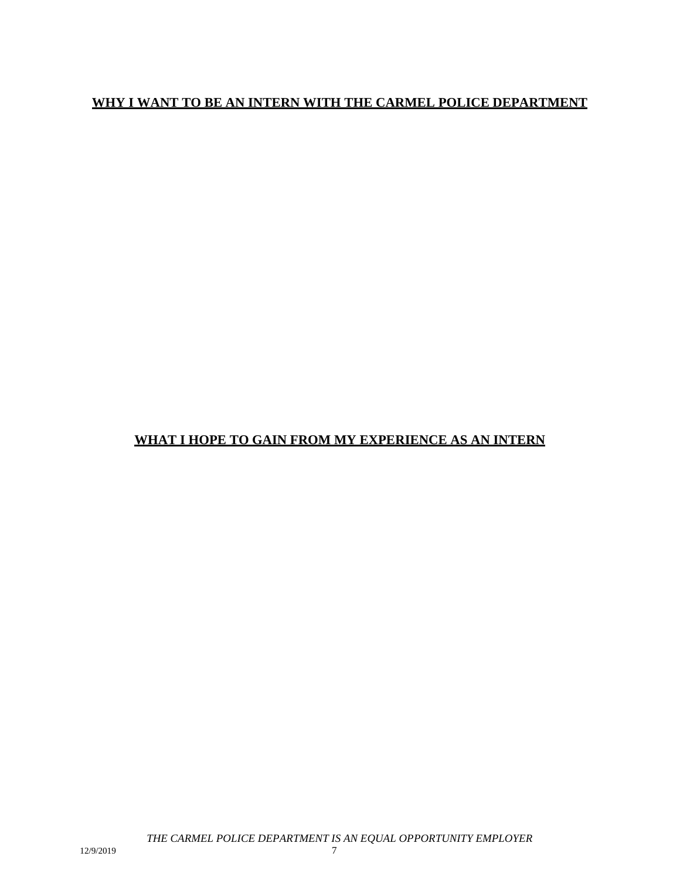**<u>WHY I WANT TO BE AN INTERN WITH THE CARMEL POLICE DEPARTMENT</u>**

**<u>WHAT I HOPE TO GAIN FROM MY EXPERIENCE AS AN INTERN</u>**

*THE CARMEL POLICE DEPARTMENT IS AN EQUAL OPPORTUNITY EMPLOYER*

12/9/2019